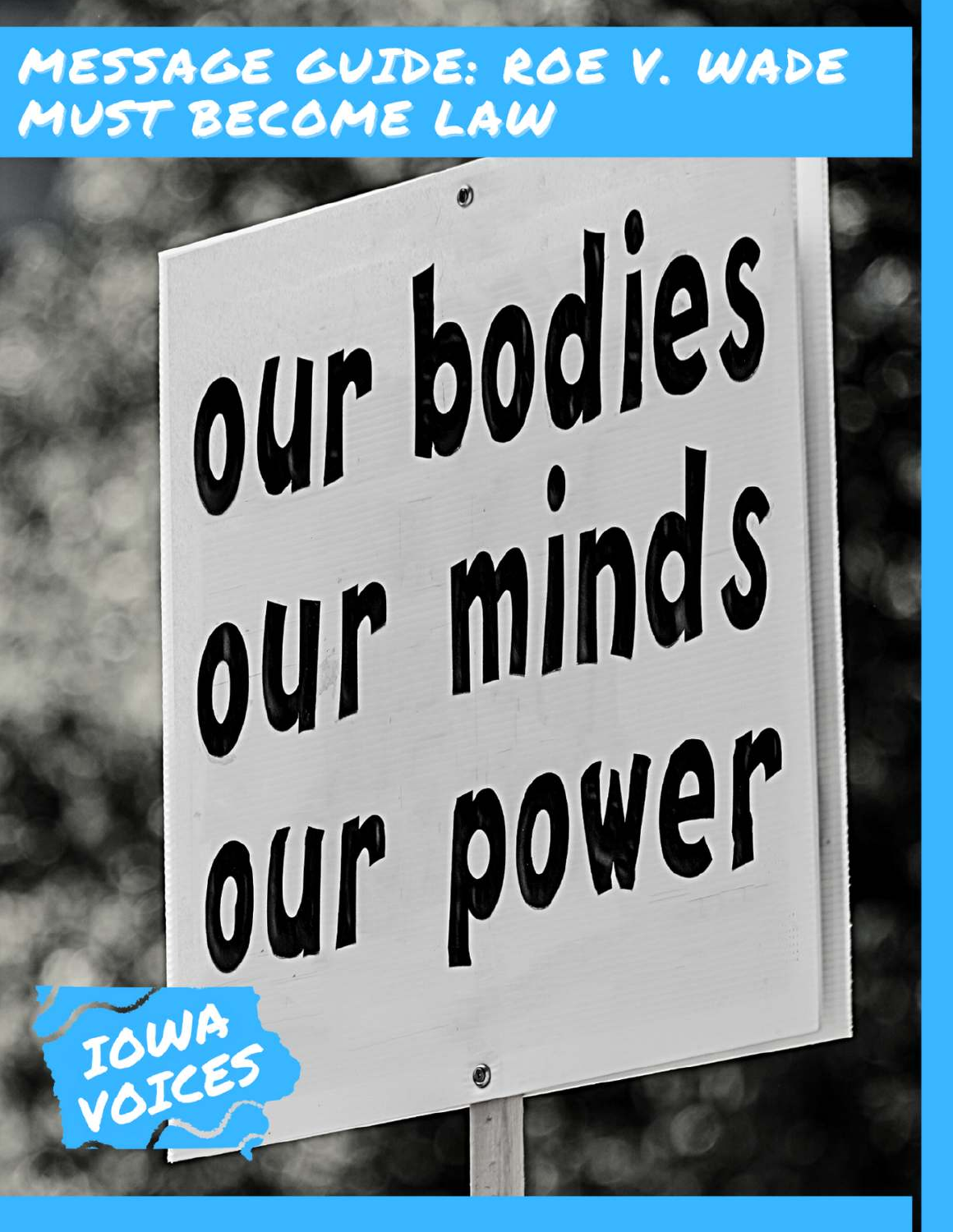# MESSAGE GUIDE: ROE V. WADE MUST BECOME LAW

our bodies
our minds
our power

IOWA VOICES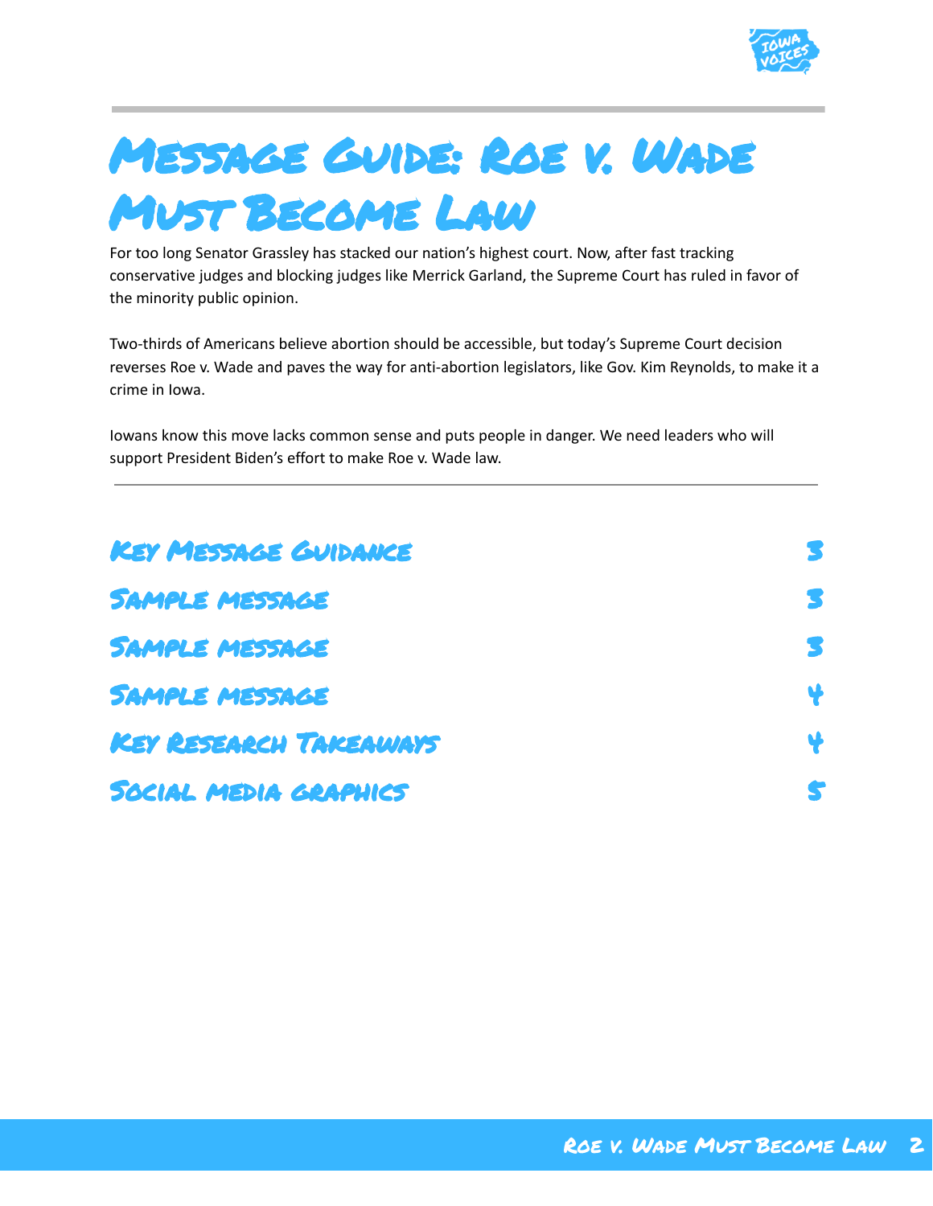# Message Guide: Roe v. Wade Must Become Law

For too long Senator Grassley has stacked our nation's highest court. Now, after fast tracking conservative judges and blocking judges like Merrick Garland, the Supreme Court has ruled in favor of the minority public opinion.

Two-thirds of Americans believe abortion should be accessible, but today's Supreme Court decision reverses Roe v. Wade and paves the way for anti-abortion legislators, like Gov. Kim Reynolds, to make it a crime in Iowa.

Iowans know this move lacks common sense and puts people in danger. We need leaders who will support President Biden's effort to make Roe v. Wade law.

---

| | |
|---|---|
| Key Message Guidance | 3 |
| Sample message | 3 |
| Sample message | 3 |
| Sample message | 4 |
| Key Research Takeaways | 4 |
| Social media graphics | 5 |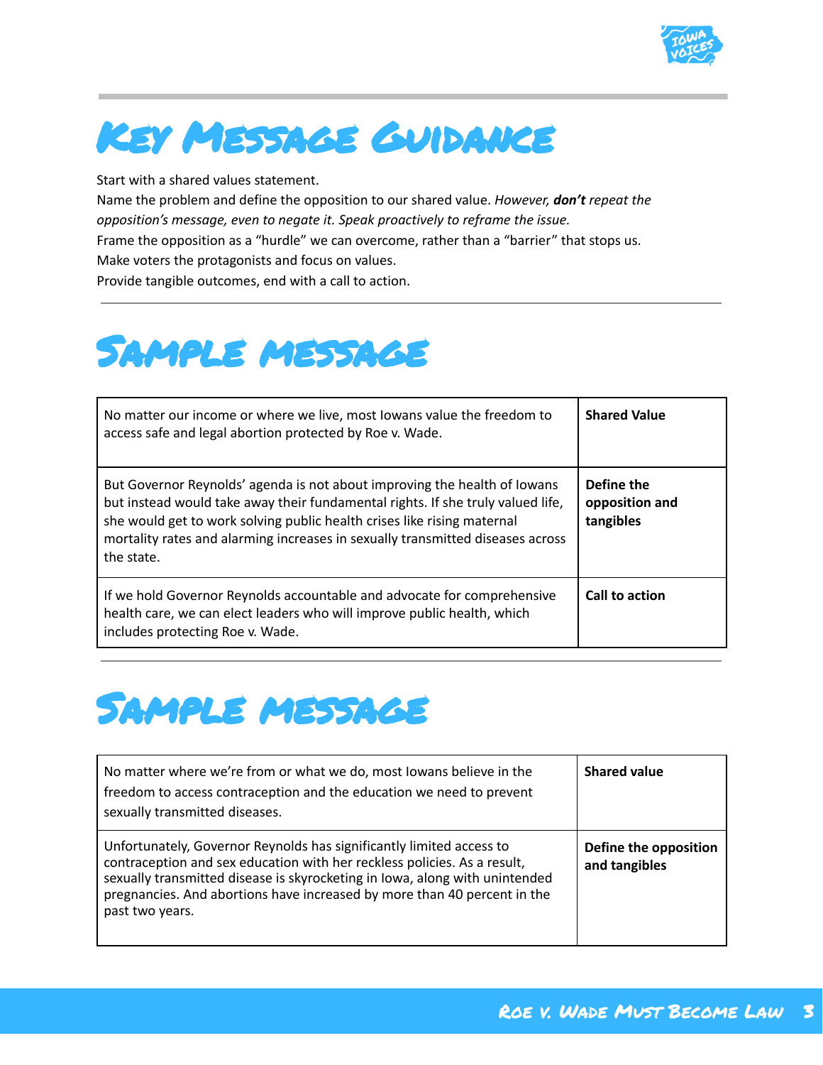# Key Message Guidance

Start with a shared values statement.
Name the problem and define the opposition to our shared value. *However, **don't** repeat the opposition's message, even to negate it. Speak proactively to reframe the issue.*
Frame the opposition as a "hurdle" we can overcome, rather than a "barrier" that stops us.
Make voters the protagonists and focus on values.
Provide tangible outcomes, end with a call to action.

# Sample message

| | |
|---|---|
| No matter our income or where we live, most Iowans value the freedom to access safe and legal abortion protected by Roe v. Wade. | **Shared Value** |
| But Governor Reynolds' agenda is not about improving the health of Iowans but instead would take away their fundamental rights. If she truly valued life, she would get to work solving public health crises like rising maternal mortality rates and alarming increases in sexually transmitted diseases across the state. | **Define the opposition and tangibles** |
| If we hold Governor Reynolds accountable and advocate for comprehensive health care, we can elect leaders who will improve public health, which includes protecting Roe v. Wade. | **Call to action** |

# Sample message

| | |
|---|---|
| No matter where we're from or what we do, most Iowans believe in the freedom to access contraception and the education we need to prevent sexually transmitted diseases. | **Shared value** |
| Unfortunately, Governor Reynolds has significantly limited access to contraception and sex education with her reckless policies. As a result, sexually transmitted disease is skyrocketing in Iowa, along with unintended pregnancies. And abortions have increased by more than 40 percent in the past two years. | **Define the opposition and tangibles** |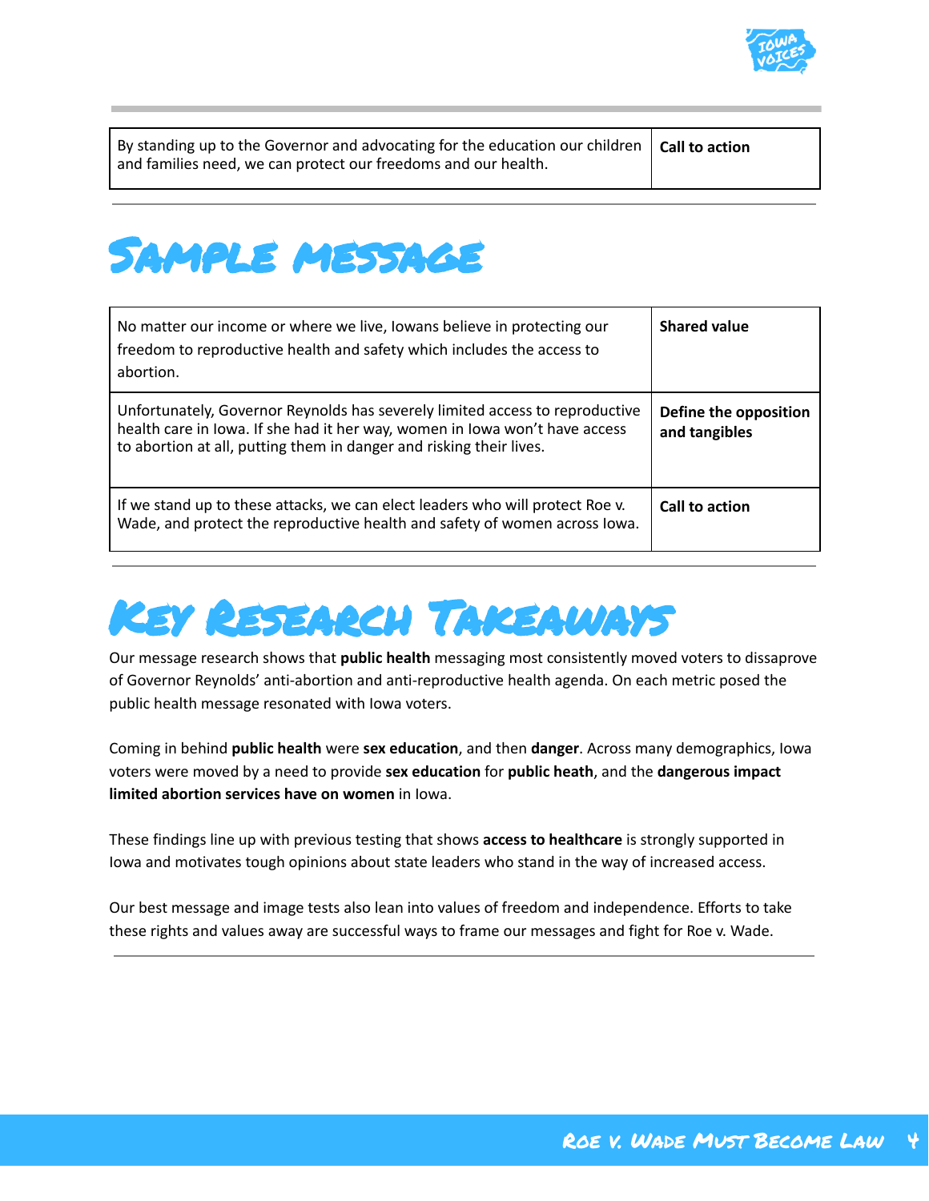| By standing up to the Governor and advocating for the education our children and families need, we can protect our freedoms and our health. | **Call to action** |
|---|---|

# Sample message

| No matter our income or where we live, Iowans believe in protecting our freedom to reproductive health and safety which includes the access to abortion. | **Shared value** |
|---|---|
| Unfortunately, Governor Reynolds has severely limited access to reproductive health care in Iowa. If she had it her way, women in Iowa won't have access to abortion at all, putting them in danger and risking their lives. | **Define the opposition and tangibles** |
| If we stand up to these attacks, we can elect leaders who will protect Roe v. Wade, and protect the reproductive health and safety of women across Iowa. | **Call to action** |

# Key Research Takeaways

Our message research shows that **public health** messaging most consistently moved voters to dissaprove of Governor Reynolds' anti-abortion and anti-reproductive health agenda. On each metric posed the public health message resonated with Iowa voters.

Coming in behind **public health** were **sex education**, and then **danger**. Across many demographics, Iowa voters were moved by a need to provide **sex education** for **public heath**, and the **dangerous impact limited abortion services have on women** in Iowa.

These findings line up with previous testing that shows **access to healthcare** is strongly supported in Iowa and motivates tough opinions about state leaders who stand in the way of increased access.

Our best message and image tests also lean into values of freedom and independence. Efforts to take these rights and values away are successful ways to frame our messages and fight for Roe v. Wade.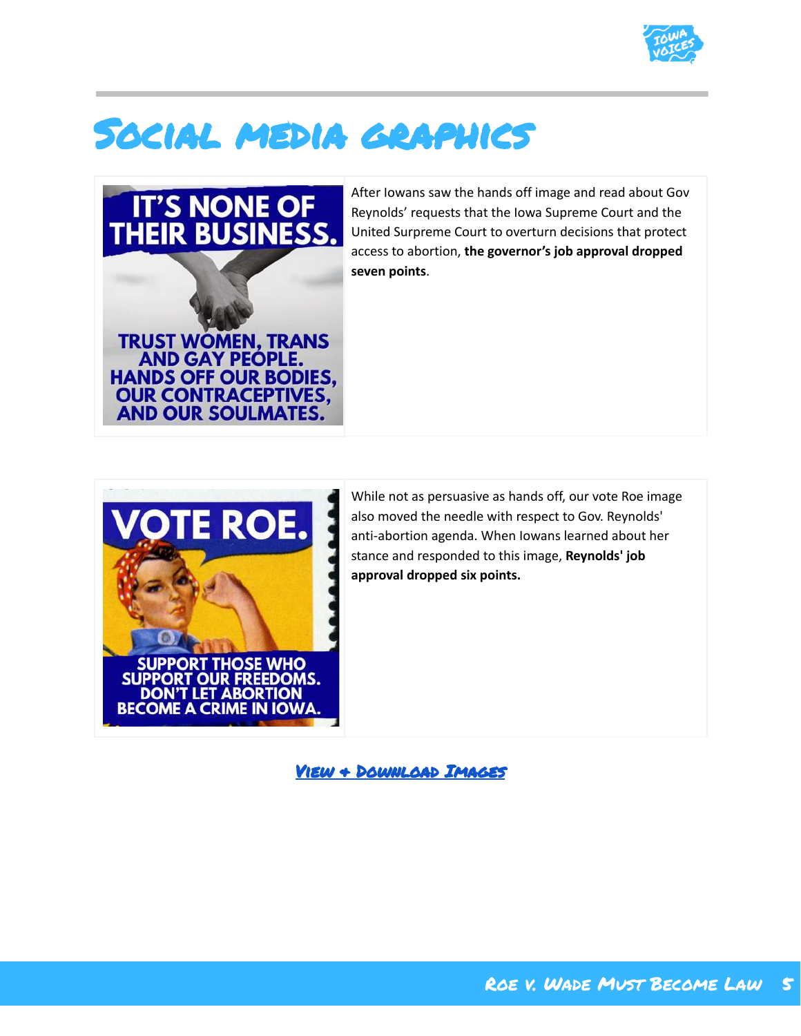# Social Media Graphics

IT'S NONE OF THEIR BUSINESS.

TRUST WOMEN, TRANS AND GAY PEOPLE. HANDS OFF OUR BODIES, OUR CONTRACEPTIVES, AND OUR SOULMATES.

After Iowans saw the hands off image and read about Gov Reynolds' requests that the Iowa Supreme Court and the United Surpreme Court to overturn decisions that protect access to abortion, **the governor's job approval dropped seven points**.

VOTE ROE.

SUPPORT THOSE WHO SUPPORT OUR FREEDOMS. DON'T LET ABORTION BECOME A CRIME IN IOWA.

While not as persuasive as hands off, our vote Roe image also moved the needle with respect to Gov. Reynolds' anti-abortion agenda. When Iowans learned about her stance and responded to this image, **Reynolds' job approval dropped six points.**

View + Download Images